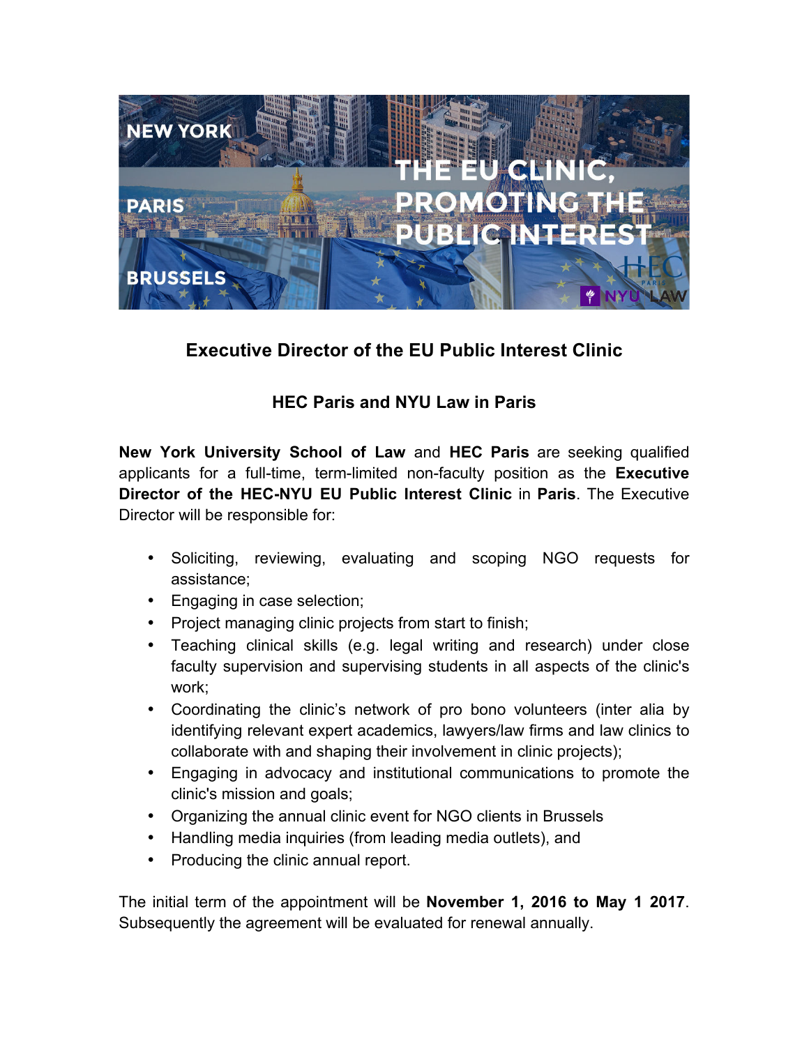# Executive Director of the EU Public Interest Clinic

## HEC Paris and NYU Law in Paris

**New York University School of Law** and **HEC Paris** are seeking qualified applicants for a full-time, term-limited non-faculty position as the **Executive Director of the HEC-NYU EU Public Interest Clinic** in **Paris**. The Executive Director will be responsible for:

- Soliciting, reviewing, evaluating and scoping NGO requests for assistance;
- Engaging in case selection;
- Project managing clinic projects from start to finish;
- Teaching clinical skills (e.g. legal writing and research) under close faculty supervision and supervising students in all aspects of the clinic's work;
- Coordinating the clinic's network of pro bono volunteers (inter alia by identifying relevant expert academics, lawyers/law firms and law clinics to collaborate with and shaping their involvement in clinic projects);
- Engaging in advocacy and institutional communications to promote the clinic's mission and goals;
- Organizing the annual clinic event for NGO clients in Brussels
- Handling media inquiries (from leading media outlets), and
- Producing the clinic annual report.

The initial term of the appointment will be **November 1, 2016 to May 1 2017**. Subsequently the agreement will be evaluated for renewal annually.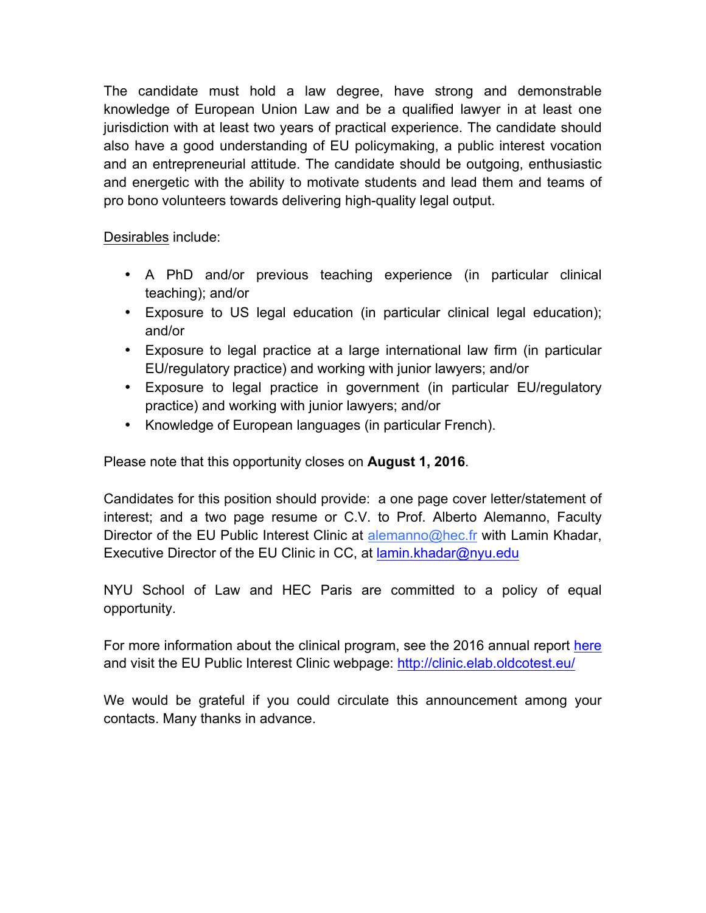The candidate must hold a law degree, have strong and demonstrable knowledge of European Union Law and be a qualified lawyer in at least one jurisdiction with at least two years of practical experience. The candidate should also have a good understanding of EU policymaking, a public interest vocation and an entrepreneurial attitude. The candidate should be outgoing, enthusiastic and energetic with the ability to motivate students and lead them and teams of pro bono volunteers towards delivering high-quality legal output.

Desirables include:

- A PhD and/or previous teaching experience (in particular clinical teaching); and/or
- Exposure to US legal education (in particular clinical legal education); and/or
- Exposure to legal practice at a large international law firm (in particular EU/regulatory practice) and working with junior lawyers; and/or
- Exposure to legal practice in government (in particular EU/regulatory practice) and working with junior lawyers; and/or
- Knowledge of European languages (in particular French).

Please note that this opportunity closes on **August 1, 2016**.

Candidates for this position should provide: a one page cover letter/statement of interest; and a two page resume or C.V. to Prof. Alberto Alemanno, Faculty Director of the EU Public Interest Clinic at alemanno@hec.fr with Lamin Khadar, Executive Director of the EU Clinic in CC, at lamin.khadar@nyu.edu

NYU School of Law and HEC Paris are committed to a policy of equal opportunity.

For more information about the clinical program, see the 2016 annual report here and visit the EU Public Interest Clinic webpage: http://clinic.elab.oldcotest.eu/

We would be grateful if you could circulate this announcement among your contacts. Many thanks in advance.